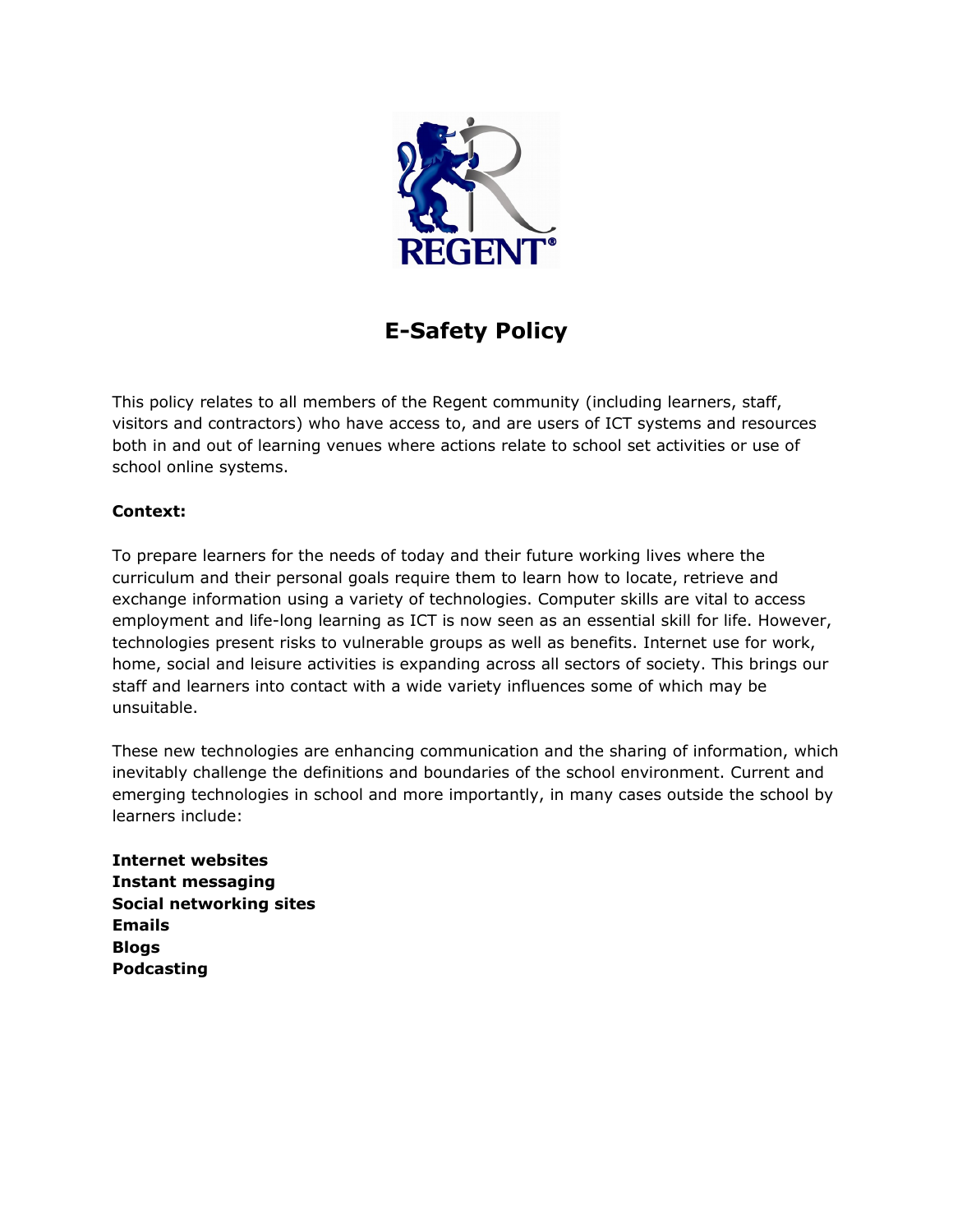REGENT®

# E-Safety Policy

This policy relates to all members of the Regent community (including learners, staff, visitors and contractors) who have access to, and are users of ICT systems and resources both in and out of learning venues where actions relate to school set activities or use of school online systems.

**Context:**

To prepare learners for the needs of today and their future working lives where the curriculum and their personal goals require them to learn how to locate, retrieve and exchange information using a variety of technologies. Computer skills are vital to access employment and life-long learning as ICT is now seen as an essential skill for life. However, technologies present risks to vulnerable groups as well as benefits. Internet use for work, home, social and leisure activities is expanding across all sectors of society. This brings our staff and learners into contact with a wide variety influences some of which may be unsuitable.

These new technologies are enhancing communication and the sharing of information, which inevitably challenge the definitions and boundaries of the school environment. Current and emerging technologies in school and more importantly, in many cases outside the school by learners include:

**Internet websites**
**Instant messaging**
**Social networking sites**
**Emails**
**Blogs**
**Podcasting**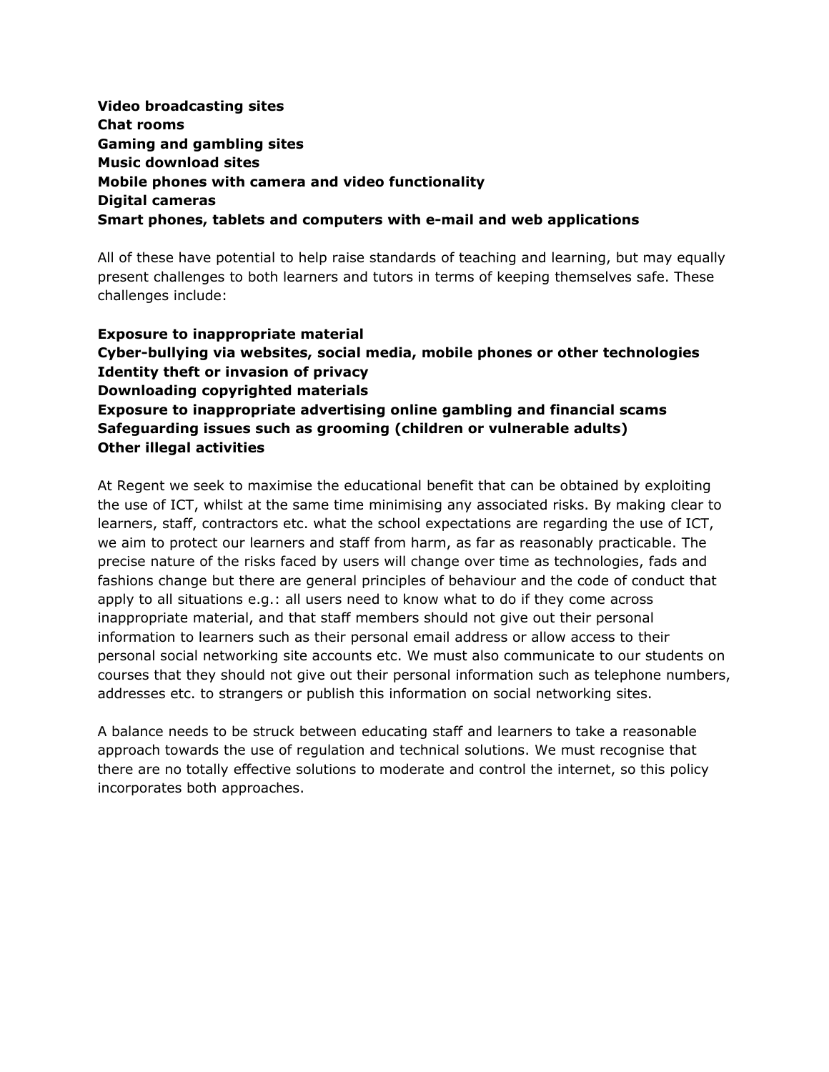**Video broadcasting sites**
**Chat rooms**
**Gaming and gambling sites**
**Music download sites**
**Mobile phones with camera and video functionality**
**Digital cameras**
**Smart phones, tablets and computers with e-mail and web applications**

All of these have potential to help raise standards of teaching and learning, but may equally present challenges to both learners and tutors in terms of keeping themselves safe. These challenges include:

**Exposure to inappropriate material**
**Cyber-bullying via websites, social media, mobile phones or other technologies**
**Identity theft or invasion of privacy**
**Downloading copyrighted materials**
**Exposure to inappropriate advertising online gambling and financial scams**
**Safeguarding issues such as grooming (children or vulnerable adults)**
**Other illegal activities**

At Regent we seek to maximise the educational benefit that can be obtained by exploiting the use of ICT, whilst at the same time minimising any associated risks. By making clear to learners, staff, contractors etc. what the school expectations are regarding the use of ICT, we aim to protect our learners and staff from harm, as far as reasonably practicable. The precise nature of the risks faced by users will change over time as technologies, fads and fashions change but there are general principles of behaviour and the code of conduct that apply to all situations e.g.: all users need to know what to do if they come across inappropriate material, and that staff members should not give out their personal information to learners such as their personal email address or allow access to their personal social networking site accounts etc. We must also communicate to our students on courses that they should not give out their personal information such as telephone numbers, addresses etc. to strangers or publish this information on social networking sites.

A balance needs to be struck between educating staff and learners to take a reasonable approach towards the use of regulation and technical solutions. We must recognise that there are no totally effective solutions to moderate and control the internet, so this policy incorporates both approaches.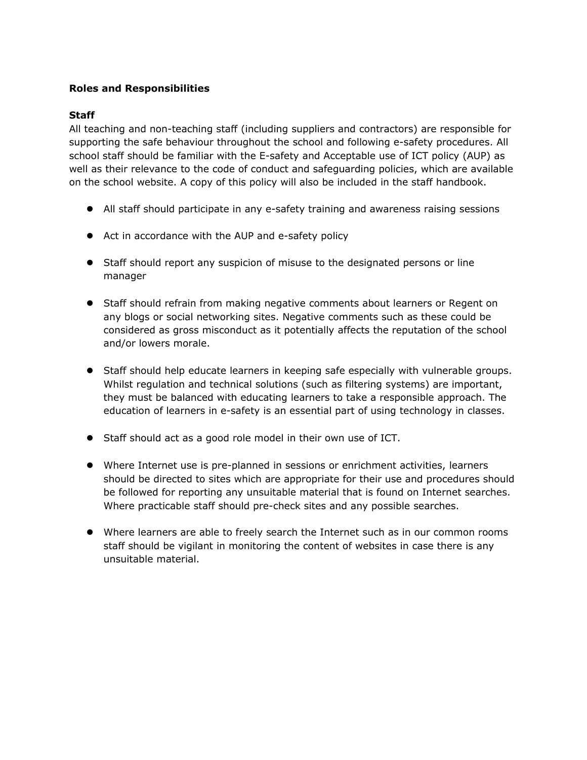**Roles and Responsibilities**

**Staff**

All teaching and non-teaching staff (including suppliers and contractors) are responsible for supporting the safe behaviour throughout the school and following e-safety procedures. All school staff should be familiar with the E-safety and Acceptable use of ICT policy (AUP) as well as their relevance to the code of conduct and safeguarding policies, which are available on the school website. A copy of this policy will also be included in the staff handbook.

- All staff should participate in any e-safety training and awareness raising sessions
- Act in accordance with the AUP and e-safety policy
- Staff should report any suspicion of misuse to the designated persons or line manager
- Staff should refrain from making negative comments about learners or Regent on any blogs or social networking sites. Negative comments such as these could be considered as gross misconduct as it potentially affects the reputation of the school and/or lowers morale.
- Staff should help educate learners in keeping safe especially with vulnerable groups. Whilst regulation and technical solutions (such as filtering systems) are important, they must be balanced with educating learners to take a responsible approach. The education of learners in e-safety is an essential part of using technology in classes.
- Staff should act as a good role model in their own use of ICT.
- Where Internet use is pre-planned in sessions or enrichment activities, learners should be directed to sites which are appropriate for their use and procedures should be followed for reporting any unsuitable material that is found on Internet searches. Where practicable staff should pre-check sites and any possible searches.
- Where learners are able to freely search the Internet such as in our common rooms staff should be vigilant in monitoring the content of websites in case there is any unsuitable material.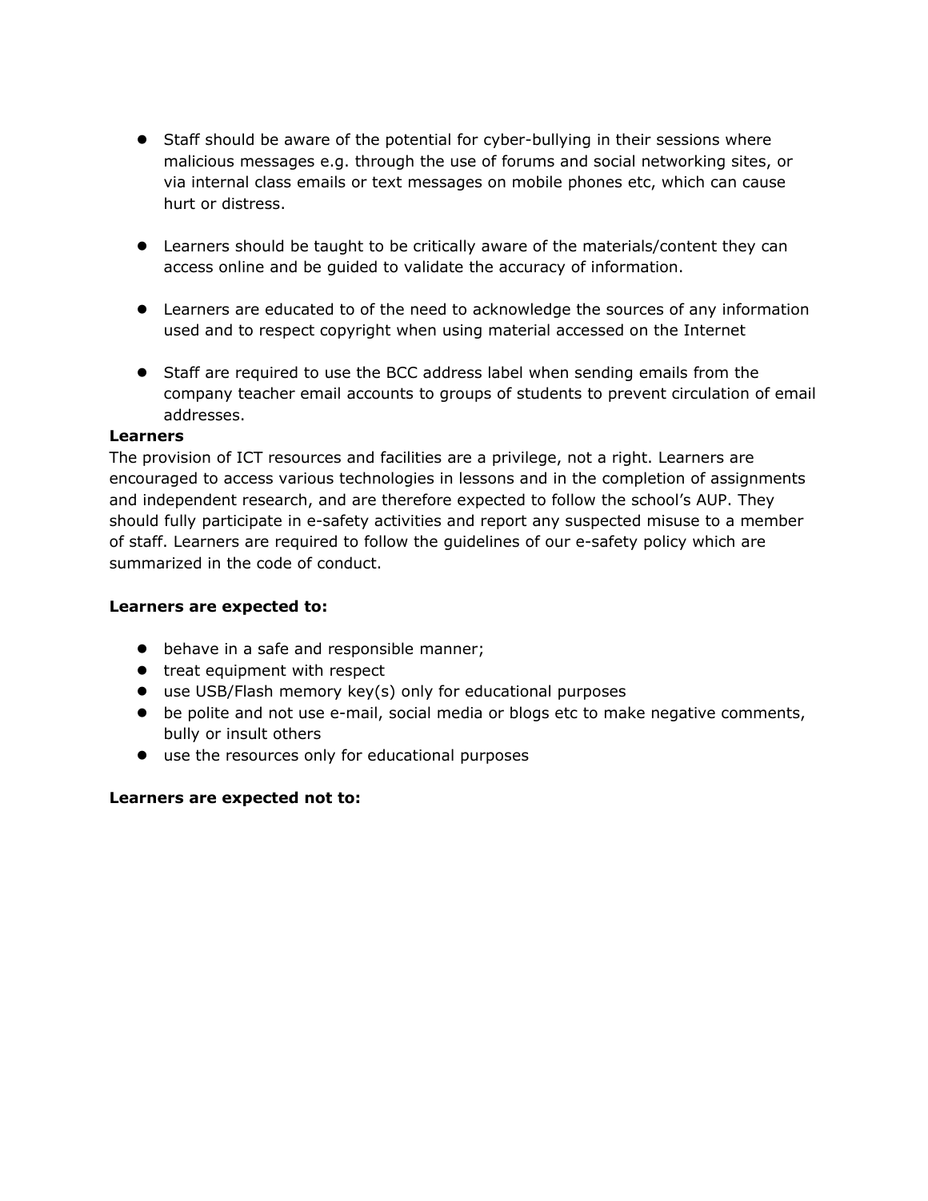- Staff should be aware of the potential for cyber-bullying in their sessions where malicious messages e.g. through the use of forums and social networking sites, or via internal class emails or text messages on mobile phones etc, which can cause hurt or distress.

- Learners should be taught to be critically aware of the materials/content they can access online and be guided to validate the accuracy of information.

- Learners are educated to of the need to acknowledge the sources of any information used and to respect copyright when using material accessed on the Internet

- Staff are required to use the BCC address label when sending emails from the company teacher email accounts to groups of students to prevent circulation of email addresses.

**Learners**

The provision of ICT resources and facilities are a privilege, not a right. Learners are encouraged to access various technologies in lessons and in the completion of assignments and independent research, and are therefore expected to follow the school's AUP. They should fully participate in e-safety activities and report any suspected misuse to a member of staff. Learners are required to follow the guidelines of our e-safety policy which are summarized in the code of conduct.

**Learners are expected to:**

- behave in a safe and responsible manner;
- treat equipment with respect
- use USB/Flash memory key(s) only for educational purposes
- be polite and not use e-mail, social media or blogs etc to make negative comments, bully or insult others
- use the resources only for educational purposes

**Learners are expected not to:**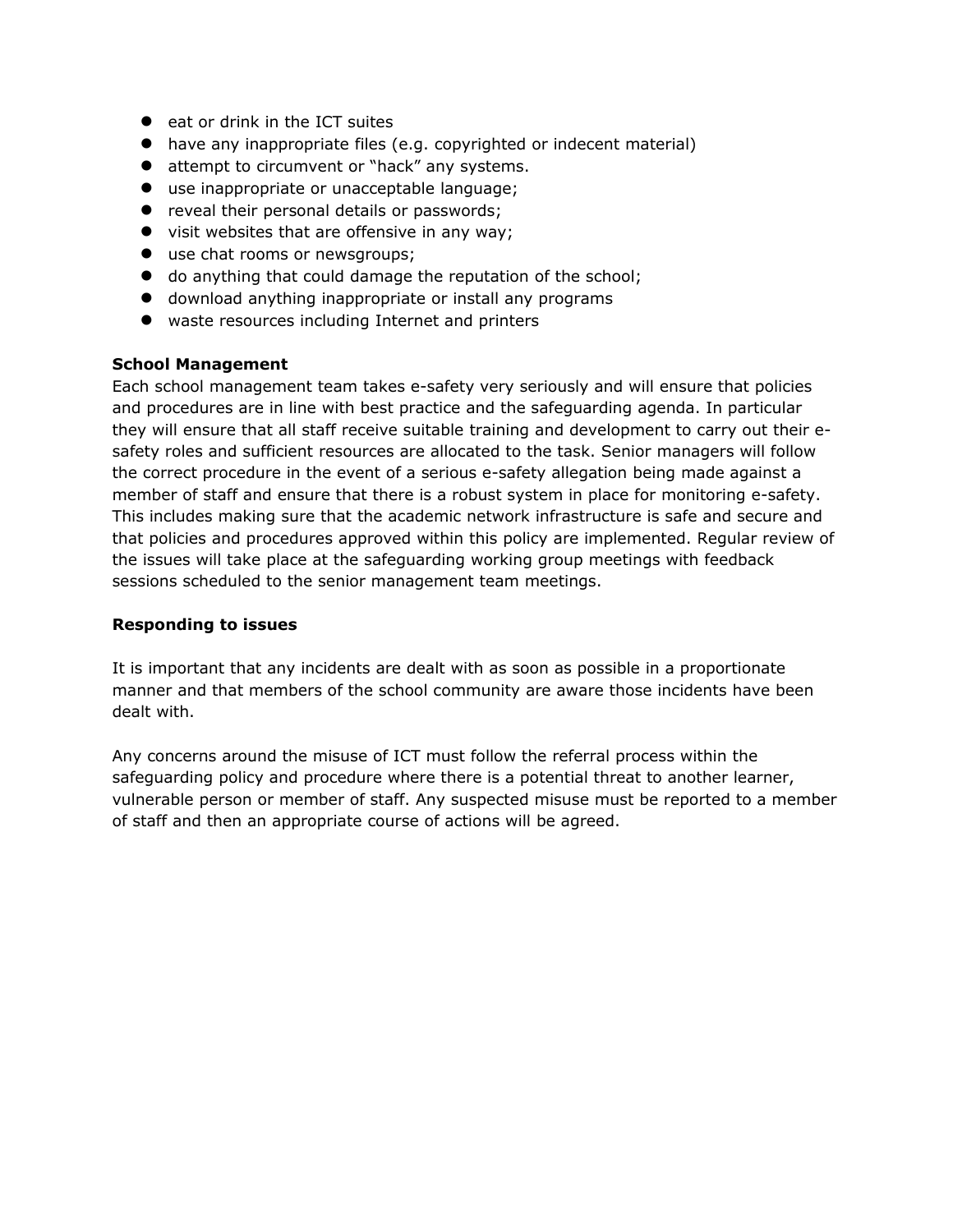- eat or drink in the ICT suites
- have any inappropriate files (e.g. copyrighted or indecent material)
- attempt to circumvent or "hack" any systems.
- use inappropriate or unacceptable language;
- reveal their personal details or passwords;
- visit websites that are offensive in any way;
- use chat rooms or newsgroups;
- do anything that could damage the reputation of the school;
- download anything inappropriate or install any programs
- waste resources including Internet and printers

**School Management**

Each school management team takes e-safety very seriously and will ensure that policies and procedures are in line with best practice and the safeguarding agenda. In particular they will ensure that all staff receive suitable training and development to carry out their e-safety roles and sufficient resources are allocated to the task. Senior managers will follow the correct procedure in the event of a serious e-safety allegation being made against a member of staff and ensure that there is a robust system in place for monitoring e-safety. This includes making sure that the academic network infrastructure is safe and secure and that policies and procedures approved within this policy are implemented. Regular review of the issues will take place at the safeguarding working group meetings with feedback sessions scheduled to the senior management team meetings.

**Responding to issues**

It is important that any incidents are dealt with as soon as possible in a proportionate manner and that members of the school community are aware those incidents have been dealt with.

Any concerns around the misuse of ICT must follow the referral process within the safeguarding policy and procedure where there is a potential threat to another learner, vulnerable person or member of staff. Any suspected misuse must be reported to a member of staff and then an appropriate course of actions will be agreed.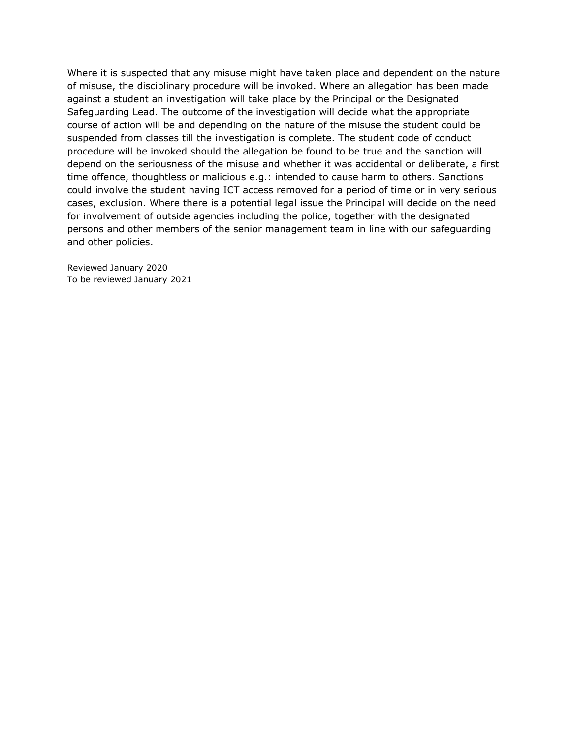Where it is suspected that any misuse might have taken place and dependent on the nature of misuse, the disciplinary procedure will be invoked. Where an allegation has been made against a student an investigation will take place by the Principal or the Designated Safeguarding Lead. The outcome of the investigation will decide what the appropriate course of action will be and depending on the nature of the misuse the student could be suspended from classes till the investigation is complete. The student code of conduct procedure will be invoked should the allegation be found to be true and the sanction will depend on the seriousness of the misuse and whether it was accidental or deliberate, a first time offence, thoughtless or malicious e.g.: intended to cause harm to others. Sanctions could involve the student having ICT access removed for a period of time or in very serious cases, exclusion. Where there is a potential legal issue the Principal will decide on the need for involvement of outside agencies including the police, together with the designated persons and other members of the senior management team in line with our safeguarding and other policies.

Reviewed January 2020
To be reviewed January 2021